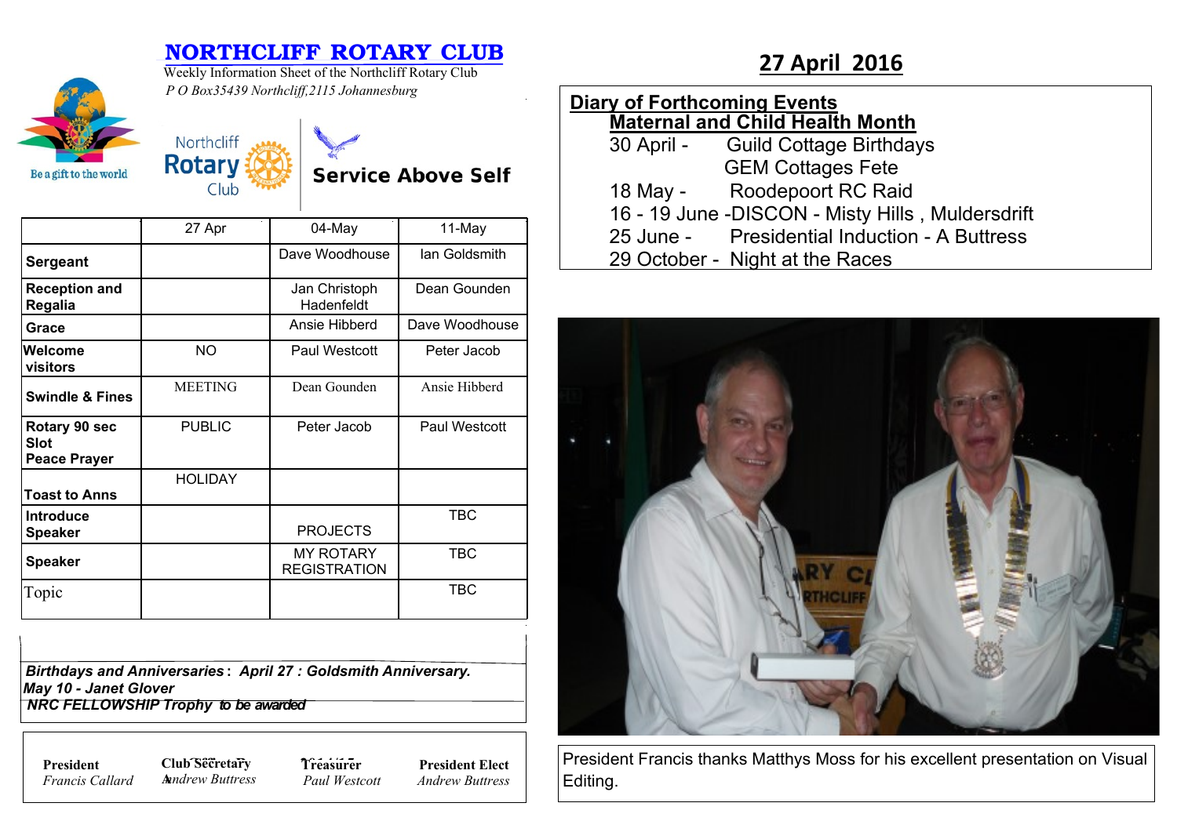# NORTHCLIFF ROTARY CLUB

Weekly Information Sheet of the Northcliff Rotary Club

*P O Box35439 Northcliff,2115 Johannesburg*

Be a gift to the world

Northcliff Rotary Club

**Service Above Self**

## 27 April 2016

| | 27 Apr | 04-May | 11-May |
|---|---|---|---|
| **Sergeant** | | Dave Woodhouse | Ian Goldsmith |
| **Reception and Regalia** | | Jan Christoph Hadenfeldt | Dean Gounden |
| **Grace** | | Ansie Hibberd | Dave Woodhouse |
| **Welcome visitors** | NO | Paul Westcott | Peter Jacob |
| **Swindle & Fines** | MEETING | Dean Gounden | Ansie Hibberd |
| **Rotary 90 sec Slot Peace Prayer** | PUBLIC | Peter Jacob | Paul Westcott |
| **Toast to Anns** | HOLIDAY | | |
| **Introduce Speaker** | | PROJECTS | TBC |
| **Speaker** | | MY ROTARY REGISTRATION | TBC |
| Topic | | | TBC |

***Birthdays and Anniversaries**: April 27 : Goldsmith Anniversary.*
***May 10 - Janet Glover***
***NRC FELLOWSHIP Trophy** to be awarded*

| **President** | **Club Secretary** | **Treasurer** | **President Elect** |
|---|---|---|---|
| *Francis Callard* | *Andrew Buttress* | *Paul Westcott* | *Andrew Buttress* |

**Diary of Forthcoming Events**

**Maternal and Child Health Month**

30 April - Guild Cottage Birthdays
GEM Cottages Fete
18 May - Roodepoort RC Raid
16 - 19 June -DISCON - Misty Hills , Muldersdrift
25 June - Presidential Induction - A Buttress
29 October - Night at the Races

President Francis thanks Matthys Moss for his excellent presentation on Visual Editing.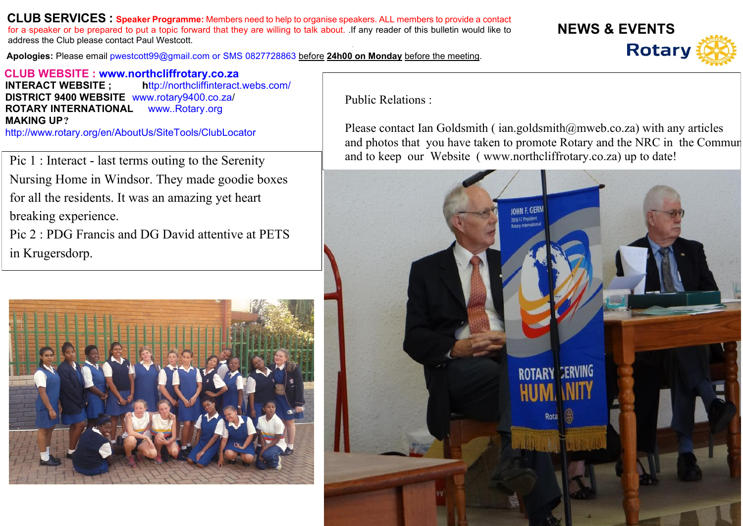**CLUB SERVICES :** **Speaker Programme:** Members need to help to organise speakers. ALL members to provide a contact for a speaker or be prepared to put a topic forward that they are willing to talk about. .If any reader of this bulletin would like to address the Club please contact Paul Westcott.

**Apologies:** Please email pwestcott99@gmail.com or SMS 0827728863 before **24h00 on Monday** before the meeting.

## NEWS & EVENTS

Rotary

**CLUB WEBSITE : www.northcliffrotary.co.za**

**INTERACT WEBSITE ;** http://northcliffinteract.webs.com/

**DISTRICT 9400 WEBSITE** www.rotary9400.co.za/

**ROTARY INTERNATIONAL** www..Rotary.org

**MAKING UP?**

http://www.rotary.org/en/AboutUs/SiteTools/ClubLocator

Public Relations :

Please contact Ian Goldsmith ( ian.goldsmith@mweb.co.za) with any articles and photos that you have taken to promote Rotary and the NRC in the Commun and to keep our Website ( www.northcliffrotary.co.za) up to date!

Pic 1 : Interact - last terms outing to the Serenity Nursing Home in Windsor. They made goodie boxes for all the residents. It was an amazing yet heart breaking experience.

Pic 2 : PDG Francis and DG David attentive at PETS in Krugersdorp.